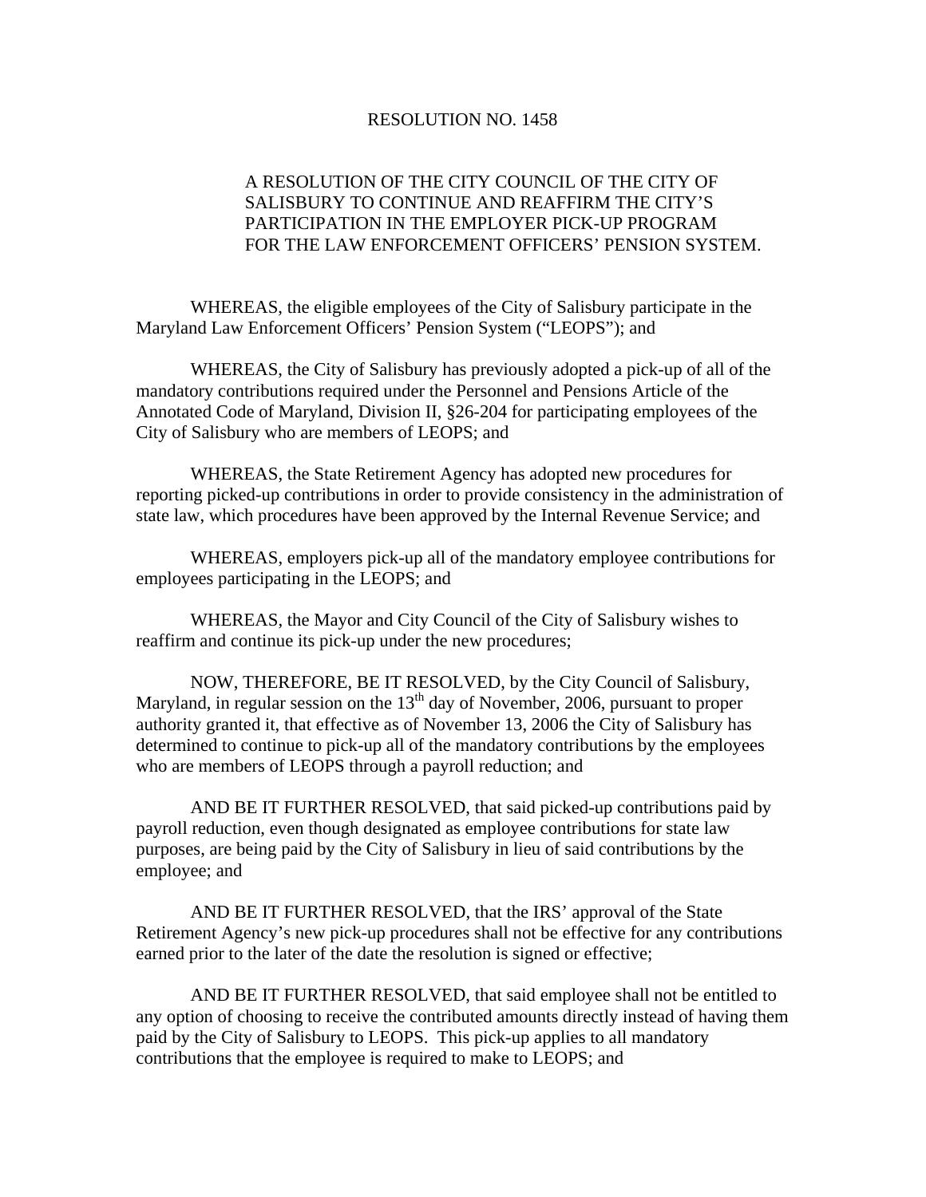# RESOLUTION NO. 1458

A RESOLUTION OF THE CITY COUNCIL OF THE CITY OF SALISBURY TO CONTINUE AND REAFFIRM THE CITY'S PARTICIPATION IN THE EMPLOYER PICK-UP PROGRAM FOR THE LAW ENFORCEMENT OFFICERS' PENSION SYSTEM.

WHEREAS, the eligible employees of the City of Salisbury participate in the Maryland Law Enforcement Officers' Pension System ("LEOPS"); and

WHEREAS, the City of Salisbury has previously adopted a pick-up of all of the mandatory contributions required under the Personnel and Pensions Article of the Annotated Code of Maryland, Division II, §26-204 for participating employees of the City of Salisbury who are members of LEOPS; and

WHEREAS, the State Retirement Agency has adopted new procedures for reporting picked-up contributions in order to provide consistency in the administration of state law, which procedures have been approved by the Internal Revenue Service; and

WHEREAS, employers pick-up all of the mandatory employee contributions for employees participating in the LEOPS; and

WHEREAS, the Mayor and City Council of the City of Salisbury wishes to reaffirm and continue its pick-up under the new procedures;

NOW, THEREFORE, BE IT RESOLVED, by the City Council of Salisbury, Maryland, in regular session on the 13th day of November, 2006, pursuant to proper authority granted it, that effective as of November 13, 2006 the City of Salisbury has determined to continue to pick-up all of the mandatory contributions by the employees who are members of LEOPS through a payroll reduction; and

AND BE IT FURTHER RESOLVED, that said picked-up contributions paid by payroll reduction, even though designated as employee contributions for state law purposes, are being paid by the City of Salisbury in lieu of said contributions by the employee; and

AND BE IT FURTHER RESOLVED, that the IRS' approval of the State Retirement Agency's new pick-up procedures shall not be effective for any contributions earned prior to the later of the date the resolution is signed or effective;

AND BE IT FURTHER RESOLVED, that said employee shall not be entitled to any option of choosing to receive the contributed amounts directly instead of having them paid by the City of Salisbury to LEOPS. This pick-up applies to all mandatory contributions that the employee is required to make to LEOPS; and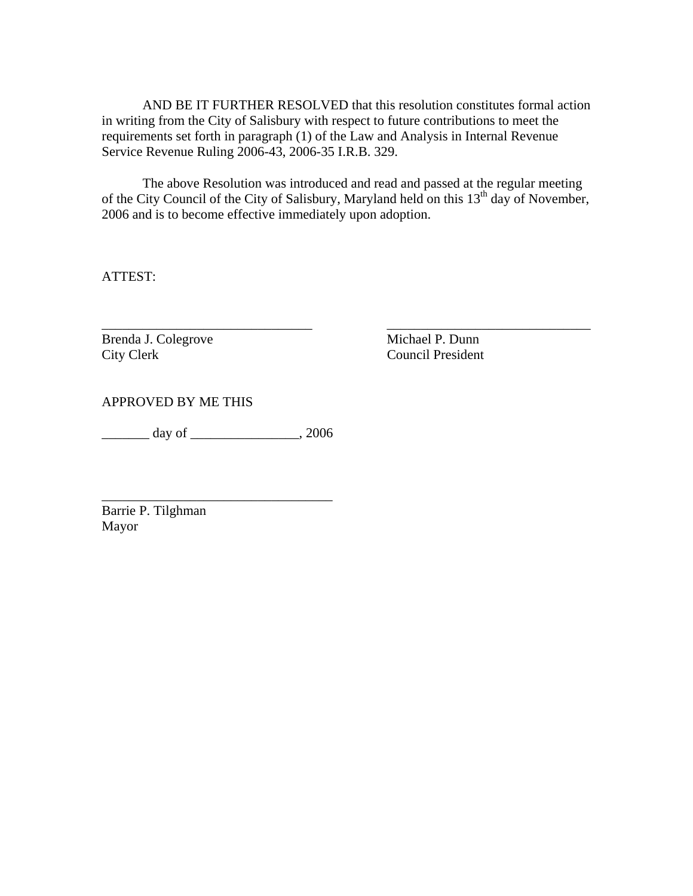AND BE IT FURTHER RESOLVED that this resolution constitutes formal action in writing from the City of Salisbury with respect to future contributions to meet the requirements set forth in paragraph (1) of the Law and Analysis in Internal Revenue Service Revenue Ruling 2006-43, 2006-35 I.R.B. 329.

The above Resolution was introduced and read and passed at the regular meeting of the City Council of the City of Salisbury, Maryland held on this 13th day of November, 2006 and is to become effective immediately upon adoption.

ATTEST:

_______________________________
Brenda J. Colegrove
City Clerk

_______________________________
Michael P. Dunn
Council President

APPROVED BY ME THIS

_______ day of ________________, 2006

_________________________________
Barrie P. Tilghman
Mayor